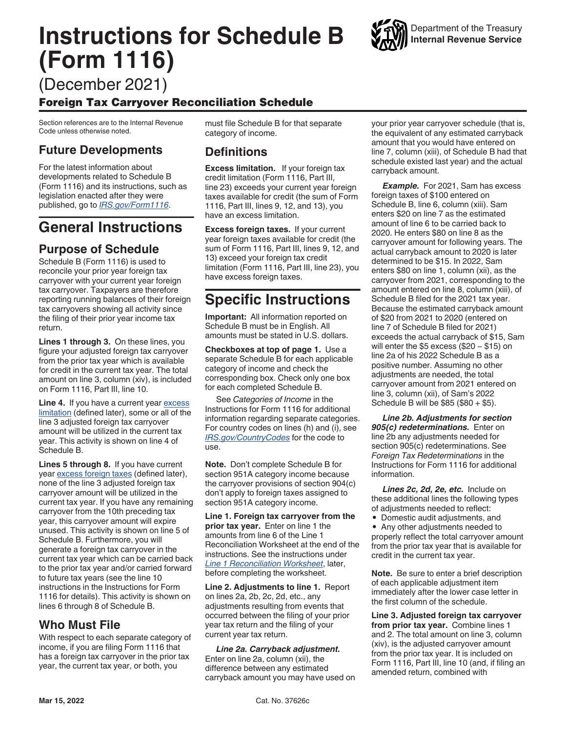# Instructions for Schedule B (Form 1116)

(December 2021)

Department of the Treasury
**Internal Revenue Service**

## Foreign Tax Carryover Reconciliation Schedule

Section references are to the Internal Revenue Code unless otherwise noted.

## Future Developments

For the latest information about developments related to Schedule B (Form 1116) and its instructions, such as legislation enacted after they were published, go to *IRS.gov/Form1116*.

# General Instructions

## Purpose of Schedule

Schedule B (Form 1116) is used to reconcile your prior year foreign tax carryover with your current year foreign tax carryover. Taxpayers are therefore reporting running balances of their foreign tax carryovers showing all activity since the filing of their prior year income tax return.

**Lines 1 through 3.** On these lines, you figure your adjusted foreign tax carryover from the prior tax year which is available for credit in the current tax year. The total amount on line 3, column (xiv), is included on Form 1116, Part III, line 10.

**Line 4.** If you have a current year excess limitation (defined later), some or all of the line 3 adjusted foreign tax carryover amount will be utilized in the current tax year. This activity is shown on line 4 of Schedule B.

**Lines 5 through 8.** If you have current year excess foreign taxes (defined later), none of the line 3 adjusted foreign tax carryover amount will be utilized in the current tax year. If you have any remaining carryover from the 10th preceding tax year, this carryover amount will expire unused. This activity is shown on line 5 of Schedule B. Furthermore, you will generate a foreign tax carryover in the current tax year which can be carried back to the prior tax year and/or carried forward to future tax years (see the line 10 instructions in the Instructions for Form 1116 for details). This activity is shown on lines 6 through 8 of Schedule B.

## Who Must File

With respect to each separate category of income, if you are filing Form 1116 that has a foreign tax carryover in the prior tax year, the current tax year, or both, you must file Schedule B for that separate category of income.

## Definitions

**Excess limitation.** If your foreign tax credit limitation (Form 1116, Part III, line 23) exceeds your current year foreign taxes available for credit (the sum of Form 1116, Part III, lines 9, 12, and 13), you have an excess limitation.

**Excess foreign taxes.** If your current year foreign taxes available for credit (the sum of Form 1116, Part III, lines 9, 12, and 13) exceed your foreign tax credit limitation (Form 1116, Part III, line 23), you have excess foreign taxes.

# Specific Instructions

**Important:** All information reported on Schedule B must be in English. All amounts must be stated in U.S. dollars.

**Checkboxes at top of page 1.** Use a separate Schedule B for each applicable category of income and check the corresponding box. Check only one box for each completed Schedule B.

See *Categories of Income* in the Instructions for Form 1116 for additional information regarding separate categories. For country codes on lines (h) and (i), see *IRS.gov/CountryCodes* for the code to use.

**Note.** Don't complete Schedule B for section 951A category income because the carryover provisions of section 904(c) don't apply to foreign taxes assigned to section 951A category income.

**Line 1. Foreign tax carryover from the prior tax year.** Enter on line 1 the amounts from line 6 of the Line 1 Reconciliation Worksheet at the end of the instructions. See the instructions under *Line 1 Reconciliation Worksheet*, later, before completing the worksheet.

**Line 2. Adjustments to line 1.** Report on lines 2a, 2b, 2c, 2d, etc., any adjustments resulting from events that occurred between the filing of your prior year tax return and the filing of your current year tax return.

***Line 2a. Carryback adjustment.*** Enter on line 2a, column (xii), the difference between any estimated carryback amount you may have used on your prior year carryover schedule (that is, the equivalent of any estimated carryback amount that you would have entered on line 7, column (xiii), of Schedule B had that schedule existed last year) and the actual carryback amount.

***Example.*** For 2021, Sam has excess foreign taxes of $100 entered on Schedule B, line 6, column (xiii). Sam enters $20 on line 7 as the estimated amount of line 6 to be carried back to 2020. He enters $80 on line 8 as the carryover amount for following years. The actual carryback amount to 2020 is later determined to be $15. In 2022, Sam enters $80 on line 1, column (xii), as the carryover from 2021, corresponding to the amount entered on line 8, column (xiii), of Schedule B filed for the 2021 tax year. Because the estimated carryback amount of $20 from 2021 to 2020 (entered on line 7 of Schedule B filed for 2021) exceeds the actual carryback of $15, Sam will enter the $5 excess ($20 – $15) on line 2a of his 2022 Schedule B as a positive number. Assuming no other adjustments are needed, the total carryover amount from 2021 entered on line 3, column (xii), of Sam's 2022 Schedule B will be $85 ($80 + $5).

***Line 2b. Adjustments for section 905(c) redeterminations.*** Enter on line 2b any adjustments needed for section 905(c) redeterminations. See *Foreign Tax Redeterminations* in the Instructions for Form 1116 for additional information.

***Lines 2c, 2d, 2e, etc.*** Include on these additional lines the following types of adjustments needed to reflect:

- Domestic audit adjustments, and
- Any other adjustments needed to properly reflect the total carryover amount from the prior tax year that is available for credit in the current tax year.

**Note.** Be sure to enter a brief description of each applicable adjustment item immediately after the lower case letter in the first column of the schedule.

**Line 3. Adjusted foreign tax carryover from prior tax year.** Combine lines 1 and 2. The total amount on line 3, column (xiv), is the adjusted carryover amount from the prior tax year. It is included on Form 1116, Part III, line 10 (and, if filing an amended return, combined with

Mar 15, 2022 Cat. No. 37626c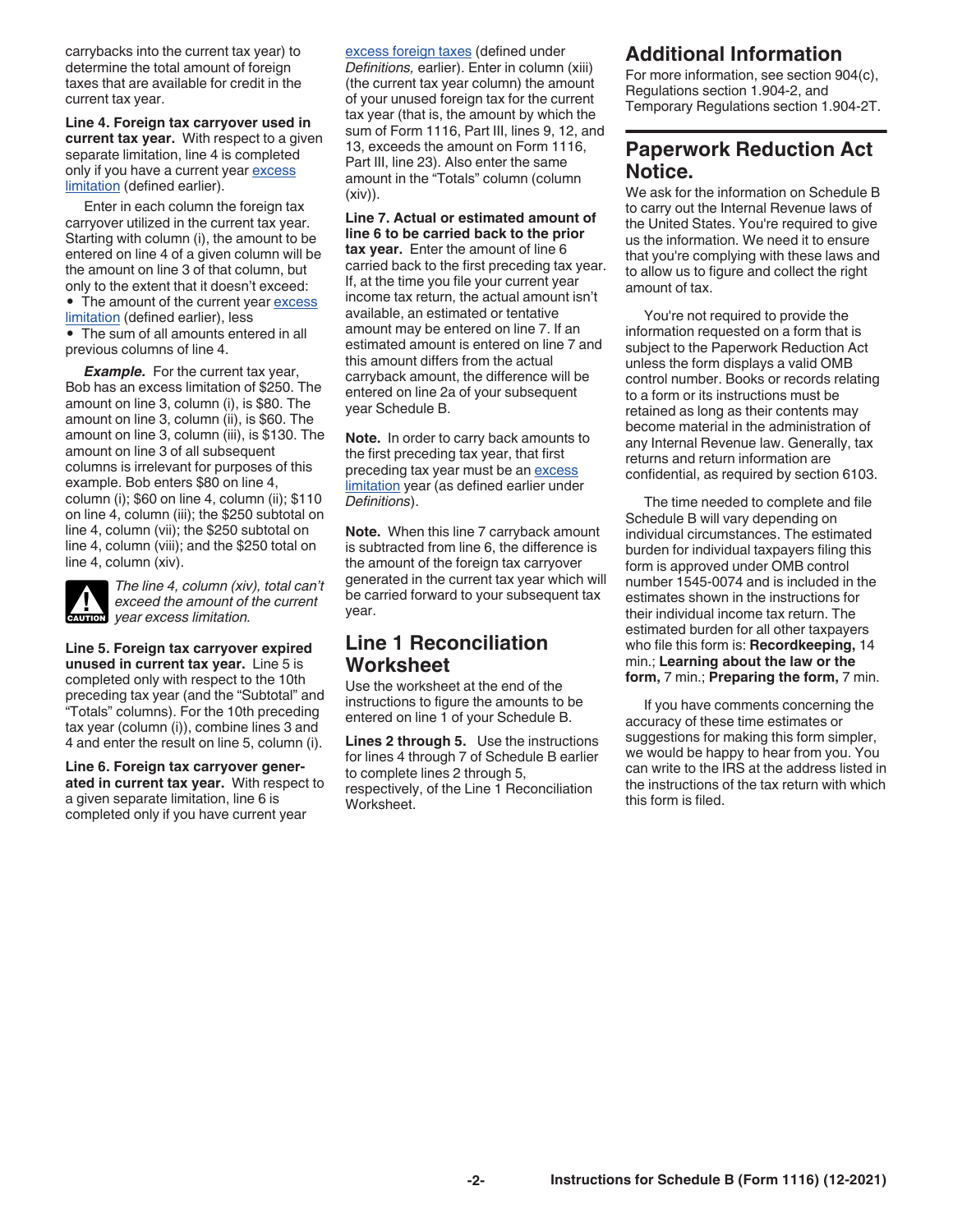carrybacks into the current tax year) to determine the total amount of foreign taxes that are available for credit in the current tax year.

**Line 4. Foreign tax carryover used in current tax year.** With respect to a given separate limitation, line 4 is completed only if you have a current year excess limitation (defined earlier).

Enter in each column the foreign tax carryover utilized in the current tax year. Starting with column (i), the amount to be entered on line 4 of a given column will be the amount on line 3 of that column, but only to the extent that it doesn't exceed:

- The amount of the current year excess limitation (defined earlier), less
- The sum of all amounts entered in all previous columns of line 4.

***Example.*** For the current tax year, Bob has an excess limitation of $250. The amount on line 3, column (i), is $80. The amount on line 3, column (ii), is $60. The amount on line 3, column (iii), is $130. The amount on line 3 of all subsequent columns is irrelevant for purposes of this example. Bob enters $80 on line 4, column (i); $60 on line 4, column (ii); $110 on line 4, column (iii); the $250 subtotal on line 4, column (vii); the $250 subtotal on line 4, column (viii); and the $250 total on line 4, column (xiv).

CAUTION: *The line 4, column (xiv), total can't exceed the amount of the current year excess limitation.*

**Line 5. Foreign tax carryover expired unused in current tax year.** Line 5 is completed only with respect to the 10th preceding tax year (and the “Subtotal” and “Totals” columns). For the 10th preceding tax year (column (i)), combine lines 3 and 4 and enter the result on line 5, column (i).

**Line 6. Foreign tax carryover generated in current tax year.** With respect to a given separate limitation, line 6 is completed only if you have current year excess foreign taxes (defined under *Definitions,* earlier). Enter in column (xiii) (the current tax year column) the amount of your unused foreign tax for the current tax year (that is, the amount by which the sum of Form 1116, Part III, lines 9, 12, and 13, exceeds the amount on Form 1116, Part III, line 23). Also enter the same amount in the “Totals” column (column (xiv)).

**Line 7. Actual or estimated amount of line 6 to be carried back to the prior tax year.** Enter the amount of line 6 carried back to the first preceding tax year. If, at the time you file your current year income tax return, the actual amount isn't available, an estimated or tentative amount may be entered on line 7. If an estimated amount is entered on line 7 and this amount differs from the actual carryback amount, the difference will be entered on line 2a of your subsequent year Schedule B.

**Note.** In order to carry back amounts to the first preceding tax year, that first preceding tax year must be an excess limitation year (as defined earlier under *Definitions*).

**Note.** When this line 7 carryback amount is subtracted from line 6, the difference is the amount of the foreign tax carryover generated in the current tax year which will be carried forward to your subsequent tax year.

## Line 1 Reconciliation Worksheet

Use the worksheet at the end of the instructions to figure the amounts to be entered on line 1 of your Schedule B.

**Lines 2 through 5.** Use the instructions for lines 4 through 7 of Schedule B earlier to complete lines 2 through 5, respectively, of the Line 1 Reconciliation Worksheet.

## Additional Information

For more information, see section 904(c), Regulations section 1.904-2, and Temporary Regulations section 1.904-2T.

## Paperwork Reduction Act Notice.

We ask for the information on Schedule B to carry out the Internal Revenue laws of the United States. You're required to give us the information. We need it to ensure that you're complying with these laws and to allow us to figure and collect the right amount of tax.

You're not required to provide the information requested on a form that is subject to the Paperwork Reduction Act unless the form displays a valid OMB control number. Books or records relating to a form or its instructions must be retained as long as their contents may become material in the administration of any Internal Revenue law. Generally, tax returns and return information are confidential, as required by section 6103.

The time needed to complete and file Schedule B will vary depending on individual circumstances. The estimated burden for individual taxpayers filing this form is approved under OMB control number 1545-0074 and is included in the estimates shown in the instructions for their individual income tax return. The estimated burden for all other taxpayers who file this form is: **Recordkeeping,** 14 min.; **Learning about the law or the form,** 7 min.; **Preparing the form,** 7 min.

If you have comments concerning the accuracy of these time estimates or suggestions for making this form simpler, we would be happy to hear from you. You can write to the IRS at the address listed in the instructions of the tax return with which this form is filed.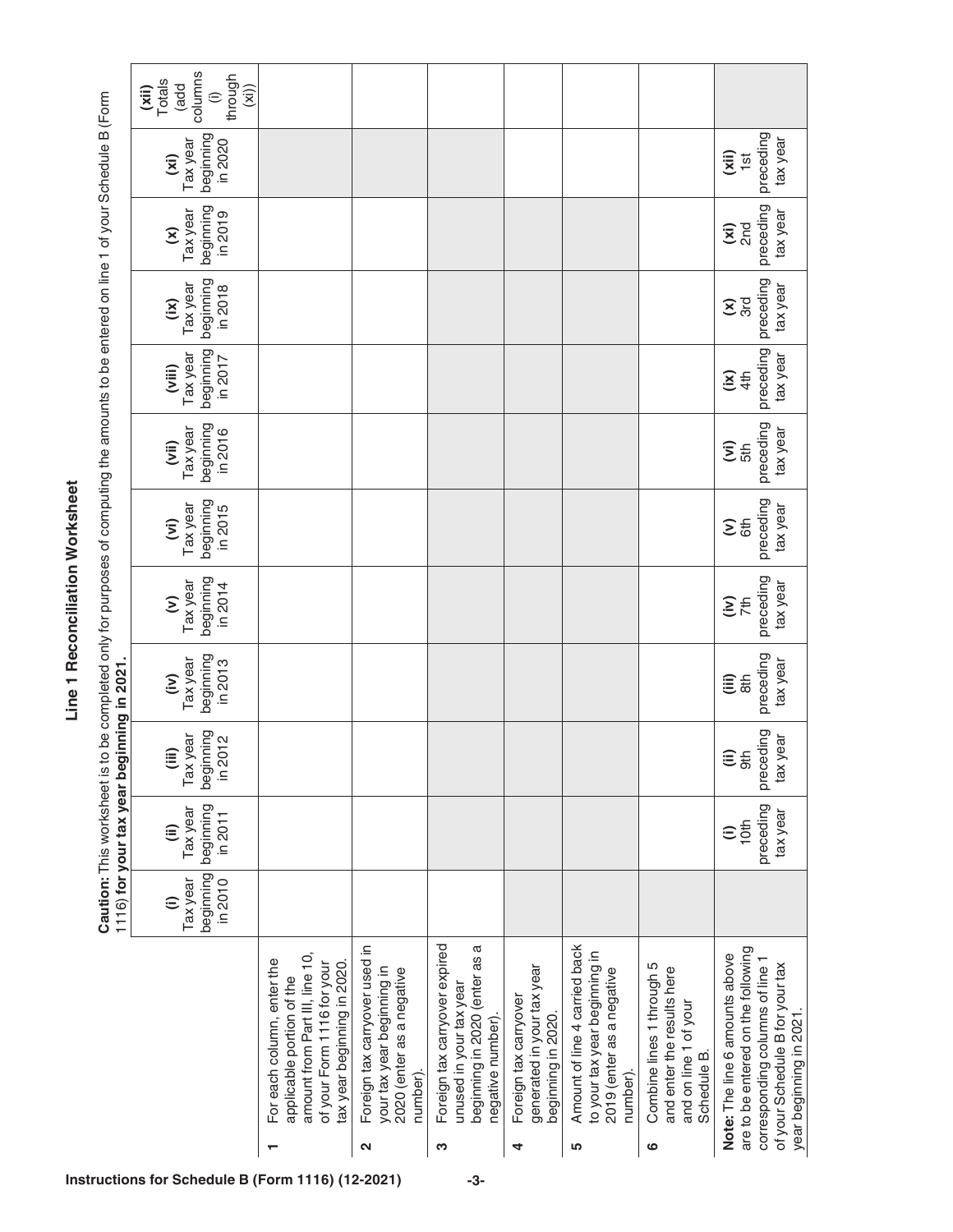# Line 1 Reconciliation Worksheet

**Caution:** This worksheet is to be completed only for purposes of computing the amounts to be entered on line 1 of your Schedule B (Form 1116) **for your tax year beginning in 2021.**

| | **(i)** Tax year beginning in 2010 | **(ii)** Tax year beginning in 2011 | **(iii)** Tax year beginning in 2012 | **(iv)** Tax year beginning in 2013 | **(v)** Tax year beginning in 2014 | **(vi)** Tax year beginning in 2015 | **(vii)** Tax year beginning in 2016 | **(viii)** Tax year beginning in 2017 | **(ix)** Tax year beginning in 2018 | **(x)** Tax year beginning in 2019 | **(xi)** Tax year beginning in 2020 | **(xii)** Totals (add columns (i) through (xi)) |
|---|---|---|---|---|---|---|---|---|---|---|---|---|
| **1** For each column, enter the applicable portion of the amount from Part III, line 10, of your Form 1116 for your tax year beginning in 2020. | | | | | | | | | | | | |
| **2** Foreign tax carryover used in your tax year beginning in 2020 (enter as a negative number). | | | | | | | | | | | | |
| **3** Foreign tax carryover expired unused in your tax year beginning in 2020 (enter as a negative number). | | | | | | | | | | | | |
| **4** Foreign tax carryover generated in your tax year beginning in 2020. | | | | | | | | | | | | |
| **5** Amount of line 4 carried back to your tax year beginning in 2019 (enter as a negative number). | | | | | | | | | | | | |
| **6** Combine lines 1 through 5 and enter the results here and on line 1 of your Schedule B. | | | | | | | | | | | | |
| **Note:** The line 6 amounts above are to be entered on the following corresponding columns of line 1 of your Schedule B for your tax year beginning in 2021. | | **(i)** 10th preceding tax year | **(ii)** 9th preceding tax year | **(iii)** 8th preceding tax year | **(iv)** 7th preceding tax year | **(v)** 6th preceding tax year | **(vi)** 5th preceding tax year | **(ix)** 4th preceding tax year | **(x)** 3rd preceding tax year | **(xi)** 2nd preceding tax year | **(xii)** 1st preceding tax year | |